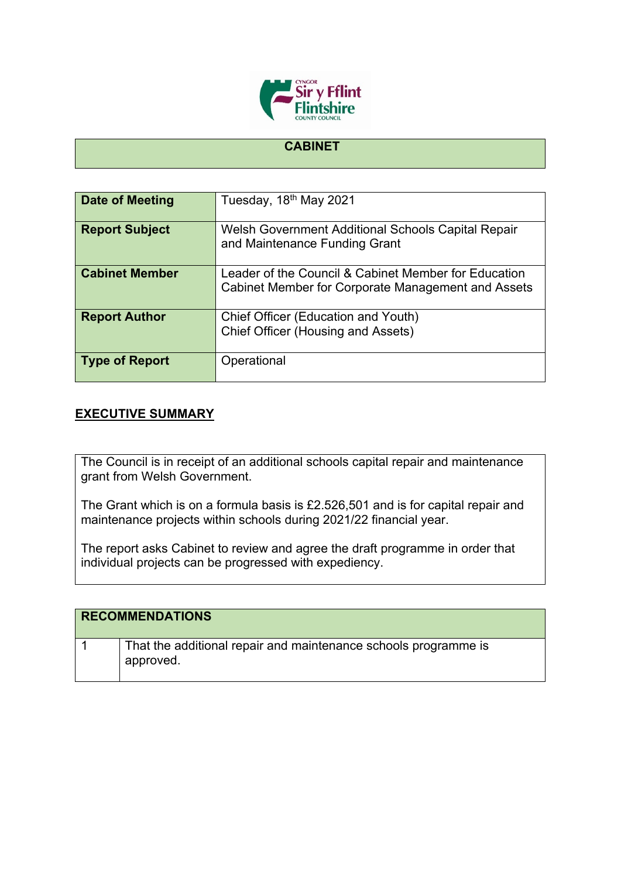# CABINET

| Date of Meeting | Tuesday, 18th May 2021 |
|---|---|
| **Report Subject** | Welsh Government Additional Schools Capital Repair and Maintenance Funding Grant |
| **Cabinet Member** | Leader of the Council & Cabinet Member for Education<br>Cabinet Member for Corporate Management and Assets |
| **Report Author** | Chief Officer (Education and Youth)<br>Chief Officer (Housing and Assets) |
| **Type of Report** | Operational |

## EXECUTIVE SUMMARY

The Council is in receipt of an additional schools capital repair and maintenance grant from Welsh Government.

The Grant which is on a formula basis is £2.526,501 and is for capital repair and maintenance projects within schools during 2021/22 financial year.

The report asks Cabinet to review and agree the draft programme in order that individual projects can be progressed with expediency.

| RECOMMENDATIONS | |
|---|---|
| 1 | That the additional repair and maintenance schools programme is approved. |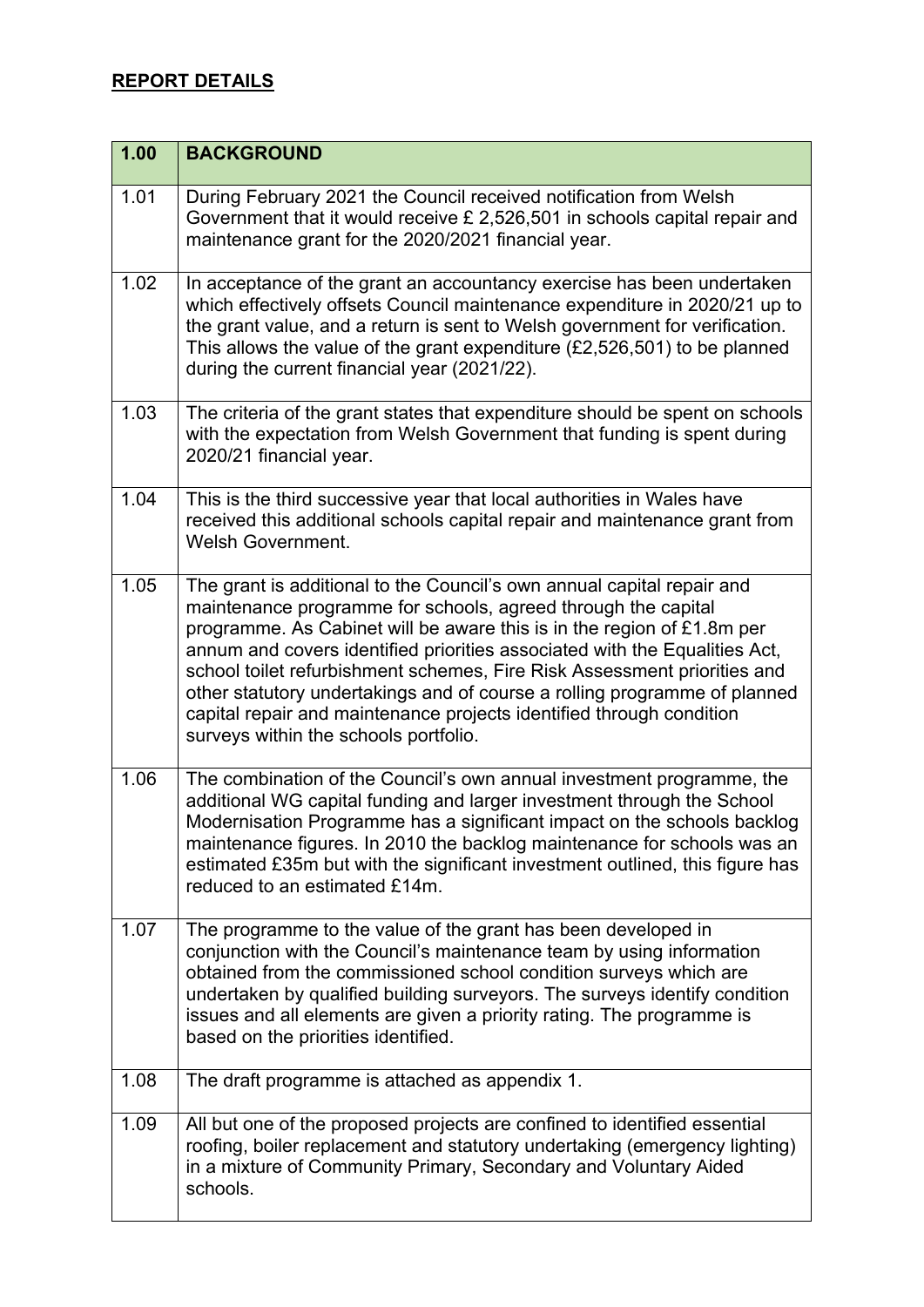## REPORT DETAILS

| 1.00 | BACKGROUND |
|---|---|
| 1.01 | During February 2021 the Council received notification from Welsh Government that it would receive £ 2,526,501 in schools capital repair and maintenance grant for the 2020/2021 financial year. |
| 1.02 | In acceptance of the grant an accountancy exercise has been undertaken which effectively offsets Council maintenance expenditure in 2020/21 up to the grant value, and a return is sent to Welsh government for verification. This allows the value of the grant expenditure (£2,526,501) to be planned during the current financial year (2021/22). |
| 1.03 | The criteria of the grant states that expenditure should be spent on schools with the expectation from Welsh Government that funding is spent during 2020/21 financial year. |
| 1.04 | This is the third successive year that local authorities in Wales have received this additional schools capital repair and maintenance grant from Welsh Government. |
| 1.05 | The grant is additional to the Council's own annual capital repair and maintenance programme for schools, agreed through the capital programme. As Cabinet will be aware this is in the region of £1.8m per annum and covers identified priorities associated with the Equalities Act, school toilet refurbishment schemes, Fire Risk Assessment priorities and other statutory undertakings and of course a rolling programme of planned capital repair and maintenance projects identified through condition surveys within the schools portfolio. |
| 1.06 | The combination of the Council's own annual investment programme, the additional WG capital funding and larger investment through the School Modernisation Programme has a significant impact on the schools backlog maintenance figures. In 2010 the backlog maintenance for schools was an estimated £35m but with the significant investment outlined, this figure has reduced to an estimated £14m. |
| 1.07 | The programme to the value of the grant has been developed in conjunction with the Council's maintenance team by using information obtained from the commissioned school condition surveys which are undertaken by qualified building surveyors. The surveys identify condition issues and all elements are given a priority rating. The programme is based on the priorities identified. |
| 1.08 | The draft programme is attached as appendix 1. |
| 1.09 | All but one of the proposed projects are confined to identified essential roofing, boiler replacement and statutory undertaking (emergency lighting) in a mixture of Community Primary, Secondary and Voluntary Aided schools. |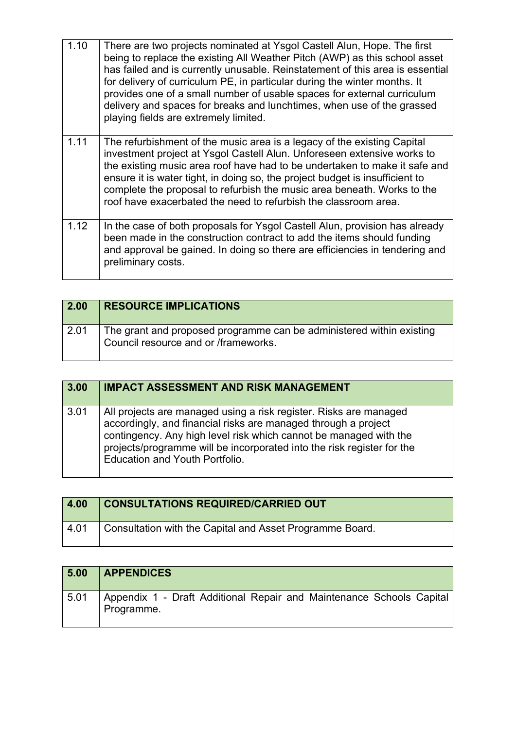| | |
|---|---|
| 1.10 | There are two projects nominated at Ysgol Castell Alun, Hope. The first being to replace the existing All Weather Pitch (AWP) as this school asset has failed and is currently unusable. Reinstatement of this area is essential for delivery of curriculum PE, in particular during the winter months. It provides one of a small number of usable spaces for external curriculum delivery and spaces for breaks and lunchtimes, when use of the grassed playing fields are extremely limited. |
| 1.11 | The refurbishment of the music area is a legacy of the existing Capital investment project at Ysgol Castell Alun. Unforeseen extensive works to the existing music area roof have had to be undertaken to make it safe and ensure it is water tight, in doing so, the project budget is insufficient to complete the proposal to refurbish the music area beneath. Works to the roof have exacerbated the need to refurbish the classroom area. |
| 1.12 | In the case of both proposals for Ysgol Castell Alun, provision has already been made in the construction contract to add the items should funding and approval be gained. In doing so there are efficiencies in tendering and preliminary costs. |

| 2.00 | RESOURCE IMPLICATIONS |
|---|---|
| 2.01 | The grant and proposed programme can be administered within existing Council resource and or /frameworks. |

| 3.00 | IMPACT ASSESSMENT AND RISK MANAGEMENT |
|---|---|
| 3.01 | All projects are managed using a risk register. Risks are managed accordingly, and financial risks are managed through a project contingency. Any high level risk which cannot be managed with the projects/programme will be incorporated into the risk register for the Education and Youth Portfolio. |

| 4.00 | CONSULTATIONS REQUIRED/CARRIED OUT |
|---|---|
| 4.01 | Consultation with the Capital and Asset Programme Board. |

| 5.00 | APPENDICES |
|---|---|
| 5.01 | Appendix 1 - Draft Additional Repair and Maintenance Schools Capital Programme. |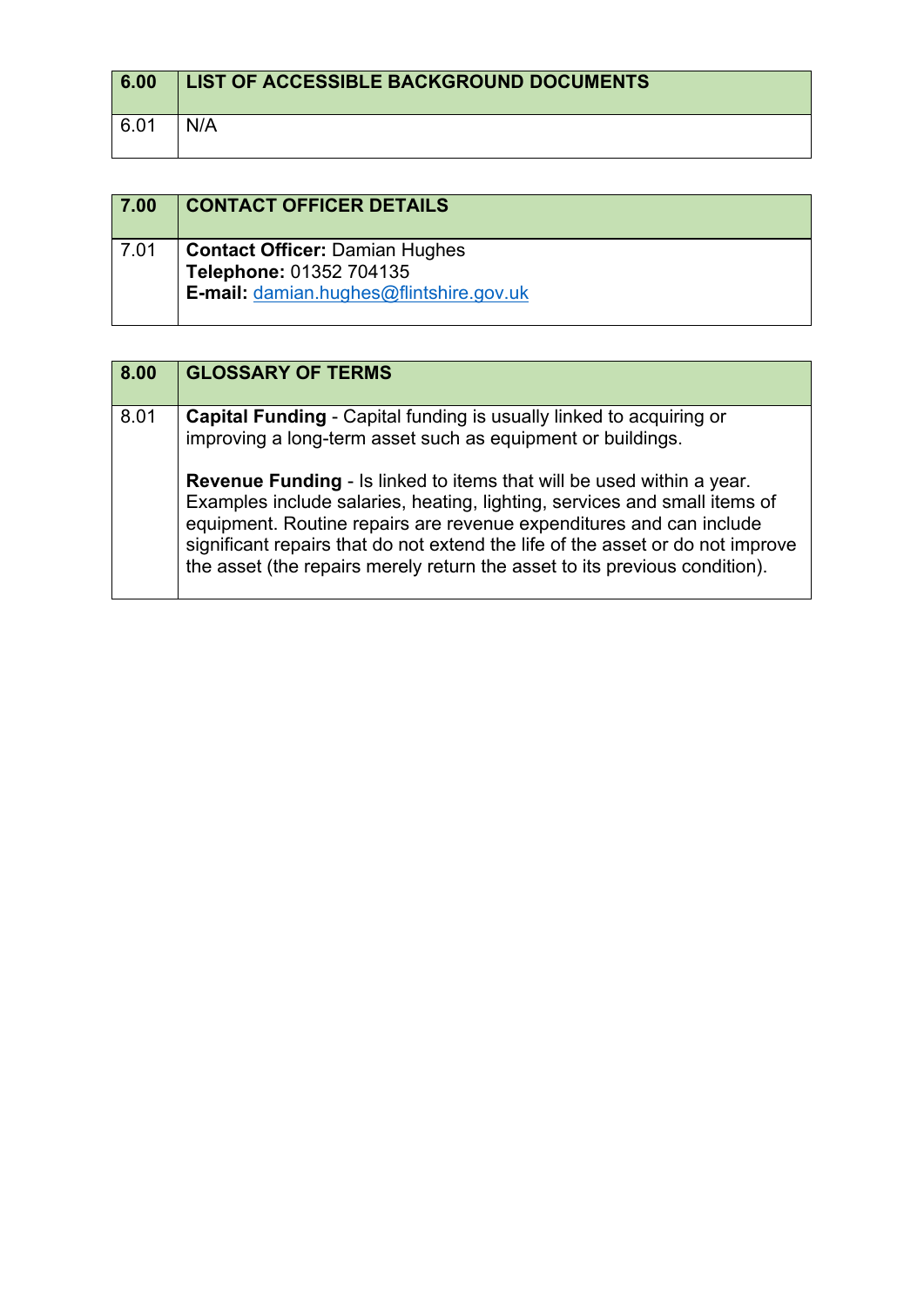| 6.00 | **LIST OF ACCESSIBLE BACKGROUND DOCUMENTS** |
|---|---|
| 6.01 | N/A |

| 7.00 | **CONTACT OFFICER DETAILS** |
|---|---|
| 7.01 | **Contact Officer:** Damian Hughes<br>**Telephone:** 01352 704135<br>**E-mail:** damian.hughes@flintshire.gov.uk |

| 8.00 | **GLOSSARY OF TERMS** |
|---|---|
| 8.01 | **Capital Funding** - Capital funding is usually linked to acquiring or improving a long-term asset such as equipment or buildings.<br><br>**Revenue Funding** - Is linked to items that will be used within a year. Examples include salaries, heating, lighting, services and small items of equipment. Routine repairs are revenue expenditures and can include significant repairs that do not extend the life of the asset or do not improve the asset (the repairs merely return the asset to its previous condition). |